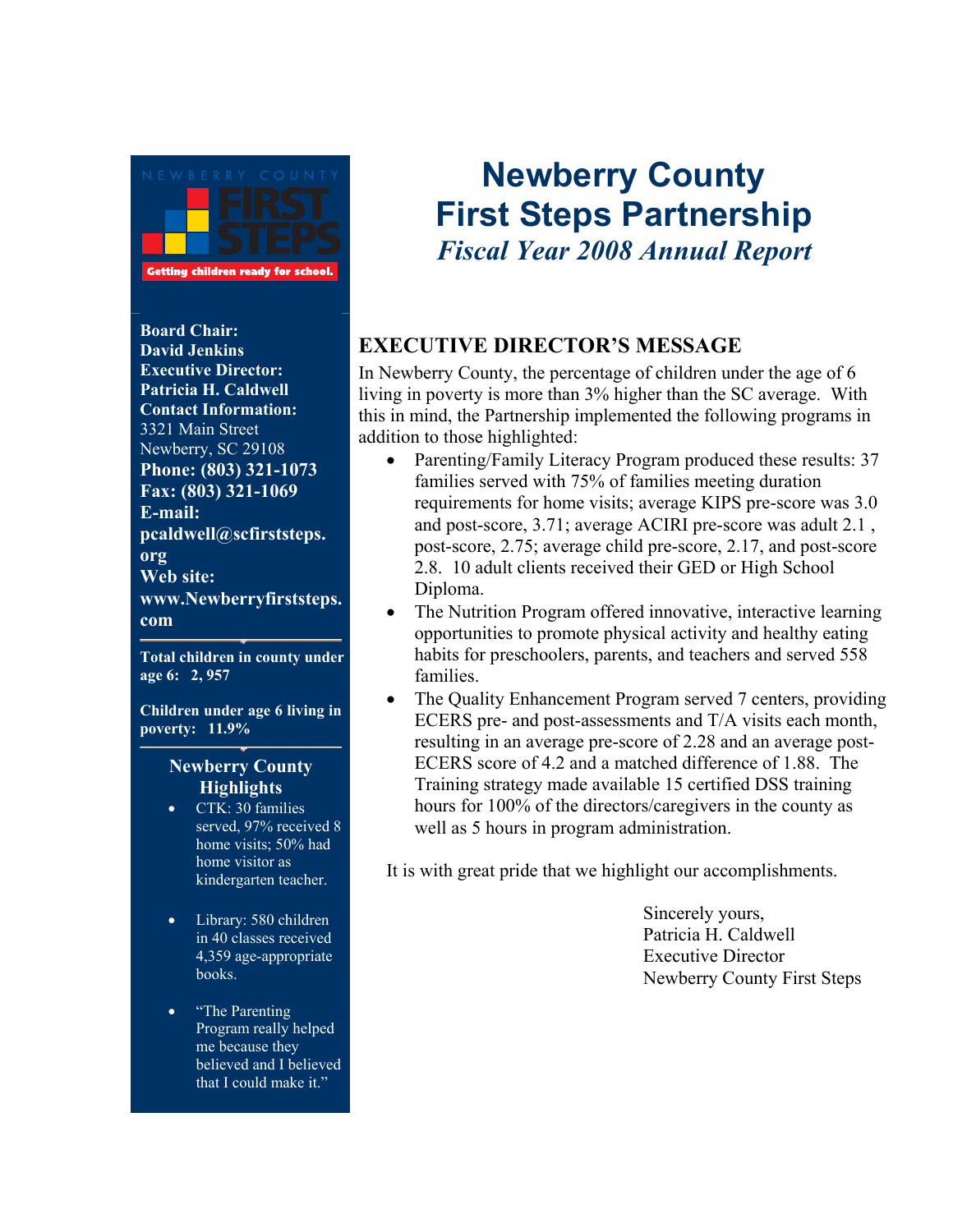NEWBERRY COUNTY FIRST STEPS

Getting children ready for school.

**Board Chair:**
**David Jenkins**
**Executive Director:**
**Patricia H. Caldwell**
**Contact Information:**
3321 Main Street
Newberry, SC 29108
**Phone: (803) 321-1073**
**Fax: (803) 321-1069**
**E-mail:**
**pcaldwell@scfirststeps.org**
**Web site:**
**www.Newberryfirststeps.com**

**Total children in county under age 6: 2, 957**

**Children under age 6 living in poverty: 11.9%**

### Newberry County Highlights

- CTK: 30 families served, 97% received 8 home visits; 50% had home visitor as kindergarten teacher.
- Library: 580 children in 40 classes received 4,359 age-appropriate books.
- "The Parenting Program really helped me because they believed and I believed that I could make it."

# Newberry County First Steps Partnership

***Fiscal Year 2008 Annual Report***

## EXECUTIVE DIRECTOR'S MESSAGE

In Newberry County, the percentage of children under the age of 6 living in poverty is more than 3% higher than the SC average. With this in mind, the Partnership implemented the following programs in addition to those highlighted:

- Parenting/Family Literacy Program produced these results: 37 families served with 75% of families meeting duration requirements for home visits; average KIPS pre-score was 3.0 and post-score, 3.71; average ACIRI pre-score was adult 2.1 , post-score, 2.75; average child pre-score, 2.17, and post-score 2.8. 10 adult clients received their GED or High School Diploma.
- The Nutrition Program offered innovative, interactive learning opportunities to promote physical activity and healthy eating habits for preschoolers, parents, and teachers and served 558 families.
- The Quality Enhancement Program served 7 centers, providing ECERS pre- and post-assessments and T/A visits each month, resulting in an average pre-score of 2.28 and an average post-ECERS score of 4.2 and a matched difference of 1.88. The Training strategy made available 15 certified DSS training hours for 100% of the directors/caregivers in the county as well as 5 hours in program administration.

It is with great pride that we highlight our accomplishments.

Sincerely yours,
Patricia H. Caldwell
Executive Director
Newberry County First Steps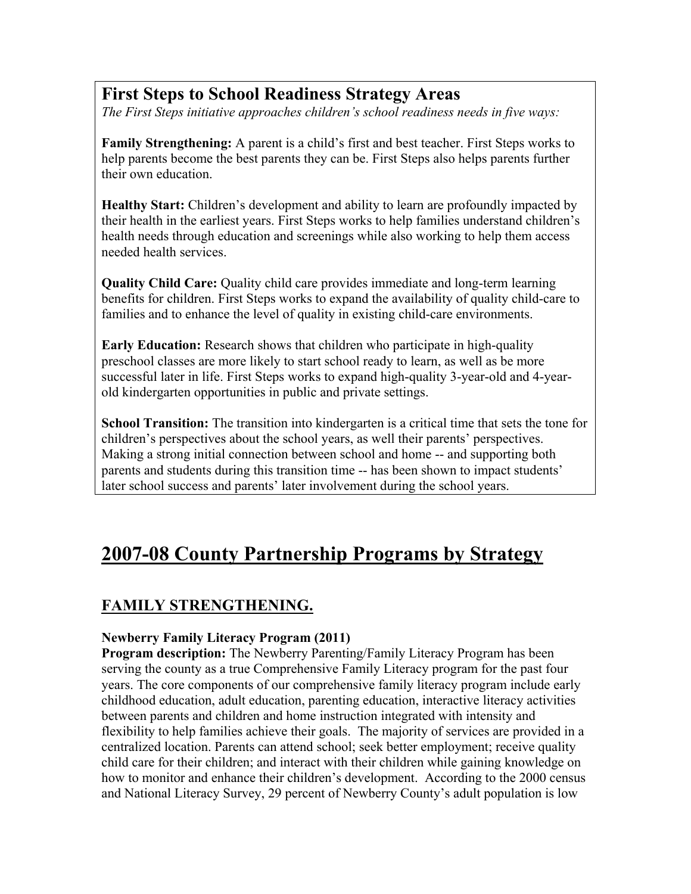## First Steps to School Readiness Strategy Areas

*The First Steps initiative approaches children's school readiness needs in five ways:*

**Family Strengthening:** A parent is a child's first and best teacher. First Steps works to help parents become the best parents they can be. First Steps also helps parents further their own education.

**Healthy Start:** Children's development and ability to learn are profoundly impacted by their health in the earliest years. First Steps works to help families understand children's health needs through education and screenings while also working to help them access needed health services.

**Quality Child Care:** Quality child care provides immediate and long-term learning benefits for children. First Steps works to expand the availability of quality child-care to families and to enhance the level of quality in existing child-care environments.

**Early Education:** Research shows that children who participate in high-quality preschool classes are more likely to start school ready to learn, as well as be more successful later in life. First Steps works to expand high-quality 3-year-old and 4-year-old kindergarten opportunities in public and private settings.

**School Transition:** The transition into kindergarten is a critical time that sets the tone for children's perspectives about the school years, as well their parents' perspectives. Making a strong initial connection between school and home -- and supporting both parents and students during this transition time -- has been shown to impact students' later school success and parents' later involvement during the school years.

# 2007-08 County Partnership Programs by Strategy

## FAMILY STRENGTHENING.

**Newberry Family Literacy Program (2011)**

**Program description:** The Newberry Parenting/Family Literacy Program has been serving the county as a true Comprehensive Family Literacy program for the past four years. The core components of our comprehensive family literacy program include early childhood education, adult education, parenting education, interactive literacy activities between parents and children and home instruction integrated with intensity and flexibility to help families achieve their goals. The majority of services are provided in a centralized location. Parents can attend school; seek better employment; receive quality child care for their children; and interact with their children while gaining knowledge on how to monitor and enhance their children's development. According to the 2000 census and National Literacy Survey, 29 percent of Newberry County's adult population is low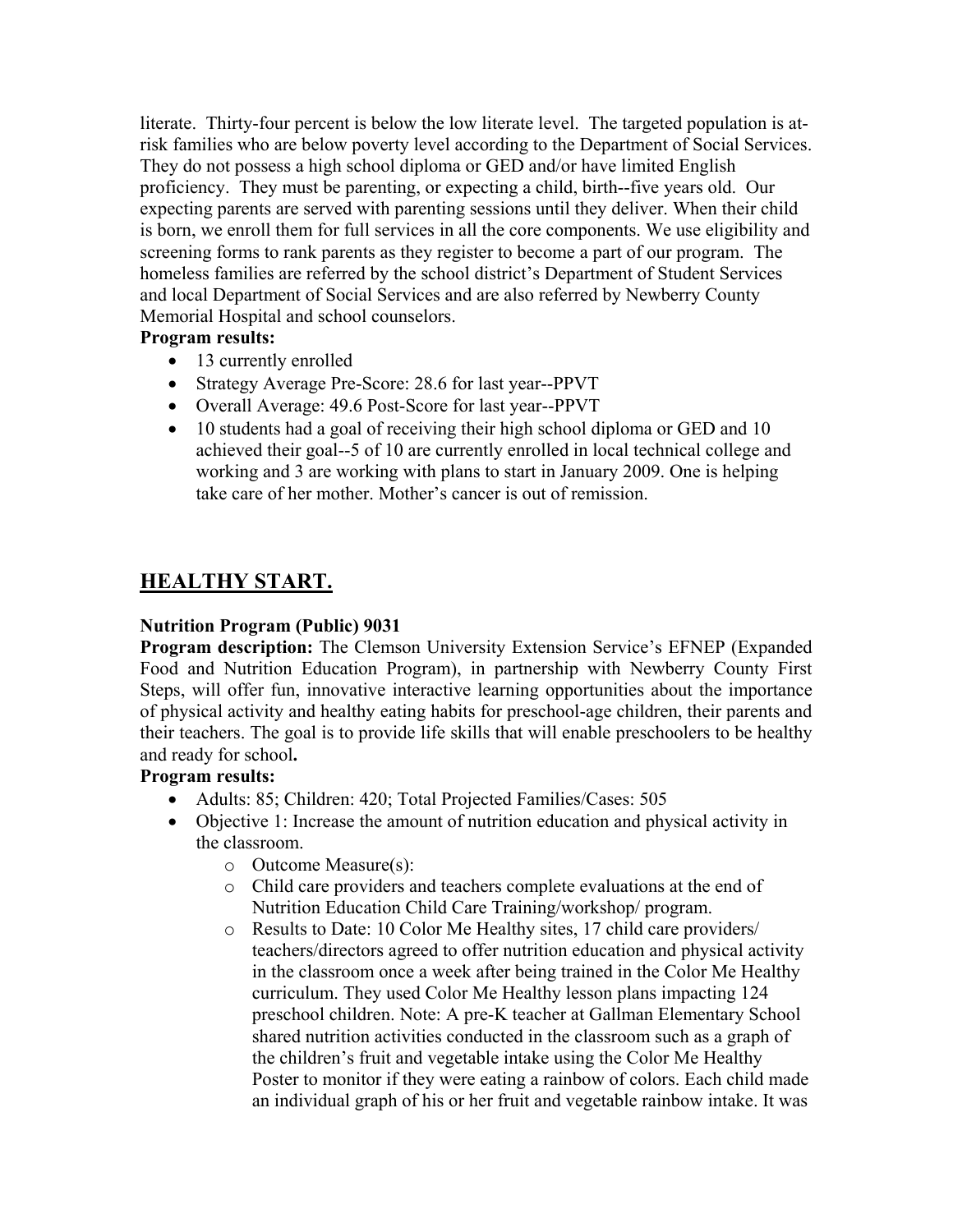literate. Thirty-four percent is below the low literate level. The targeted population is at-risk families who are below poverty level according to the Department of Social Services. They do not possess a high school diploma or GED and/or have limited English proficiency. They must be parenting, or expecting a child, birth--five years old. Our expecting parents are served with parenting sessions until they deliver. When their child is born, we enroll them for full services in all the core components. We use eligibility and screening forms to rank parents as they register to become a part of our program. The homeless families are referred by the school district's Department of Student Services and local Department of Social Services and are also referred by Newberry County Memorial Hospital and school counselors.

**Program results:**

- 13 currently enrolled
- Strategy Average Pre-Score: 28.6 for last year--PPVT
- Overall Average: 49.6 Post-Score for last year--PPVT
- 10 students had a goal of receiving their high school diploma or GED and 10 achieved their goal--5 of 10 are currently enrolled in local technical college and working and 3 are working with plans to start in January 2009. One is helping take care of her mother. Mother's cancer is out of remission.

## HEALTHY START.

**Nutrition Program (Public) 9031**

**Program description:** The Clemson University Extension Service's EFNEP (Expanded Food and Nutrition Education Program), in partnership with Newberry County First Steps, will offer fun, innovative interactive learning opportunities about the importance of physical activity and healthy eating habits for preschool-age children, their parents and their teachers. The goal is to provide life skills that will enable preschoolers to be healthy and ready for school**.**

**Program results:**

- Adults: 85; Children: 420; Total Projected Families/Cases: 505
- Objective 1: Increase the amount of nutrition education and physical activity in the classroom.
  - Outcome Measure(s):
  - Child care providers and teachers complete evaluations at the end of Nutrition Education Child Care Training/workshop/ program.
  - Results to Date: 10 Color Me Healthy sites, 17 child care providers/ teachers/directors agreed to offer nutrition education and physical activity in the classroom once a week after being trained in the Color Me Healthy curriculum. They used Color Me Healthy lesson plans impacting 124 preschool children. Note: A pre-K teacher at Gallman Elementary School shared nutrition activities conducted in the classroom such as a graph of the children's fruit and vegetable intake using the Color Me Healthy Poster to monitor if they were eating a rainbow of colors. Each child made an individual graph of his or her fruit and vegetable rainbow intake. It was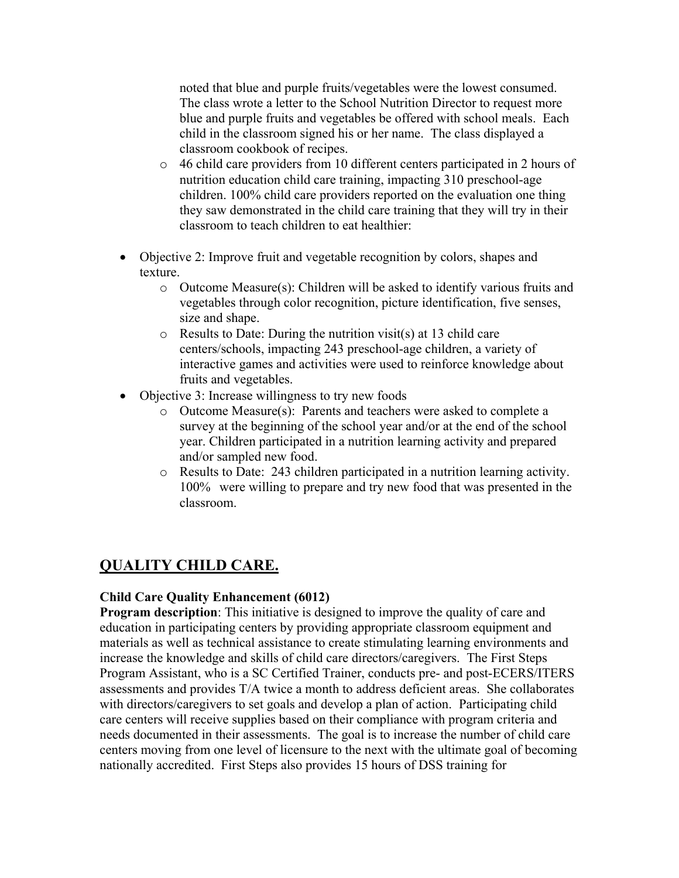- noted that blue and purple fruits/vegetables were the lowest consumed. The class wrote a letter to the School Nutrition Director to request more blue and purple fruits and vegetables be offered with school meals. Each child in the classroom signed his or her name. The class displayed a classroom cookbook of recipes.
  - 46 child care providers from 10 different centers participated in 2 hours of nutrition education child care training, impacting 310 preschool-age children. 100% child care providers reported on the evaluation one thing they saw demonstrated in the child care training that they will try in their classroom to teach children to eat healthier:

- Objective 2: Improve fruit and vegetable recognition by colors, shapes and texture.
  - Outcome Measure(s): Children will be asked to identify various fruits and vegetables through color recognition, picture identification, five senses, size and shape.
  - Results to Date: During the nutrition visit(s) at 13 child care centers/schools, impacting 243 preschool-age children, a variety of interactive games and activities were used to reinforce knowledge about fruits and vegetables.
- Objective 3: Increase willingness to try new foods
  - Outcome Measure(s): Parents and teachers were asked to complete a survey at the beginning of the school year and/or at the end of the school year. Children participated in a nutrition learning activity and prepared and/or sampled new food.
  - Results to Date: 243 children participated in a nutrition learning activity. 100% were willing to prepare and try new food that was presented in the classroom.

## QUALITY CHILD CARE.

**Child Care Quality Enhancement (6012)**

**Program description**: This initiative is designed to improve the quality of care and education in participating centers by providing appropriate classroom equipment and materials as well as technical assistance to create stimulating learning environments and increase the knowledge and skills of child care directors/caregivers. The First Steps Program Assistant, who is a SC Certified Trainer, conducts pre- and post-ECERS/ITERS assessments and provides T/A twice a month to address deficient areas. She collaborates with directors/caregivers to set goals and develop a plan of action. Participating child care centers will receive supplies based on their compliance with program criteria and needs documented in their assessments. The goal is to increase the number of child care centers moving from one level of licensure to the next with the ultimate goal of becoming nationally accredited. First Steps also provides 15 hours of DSS training for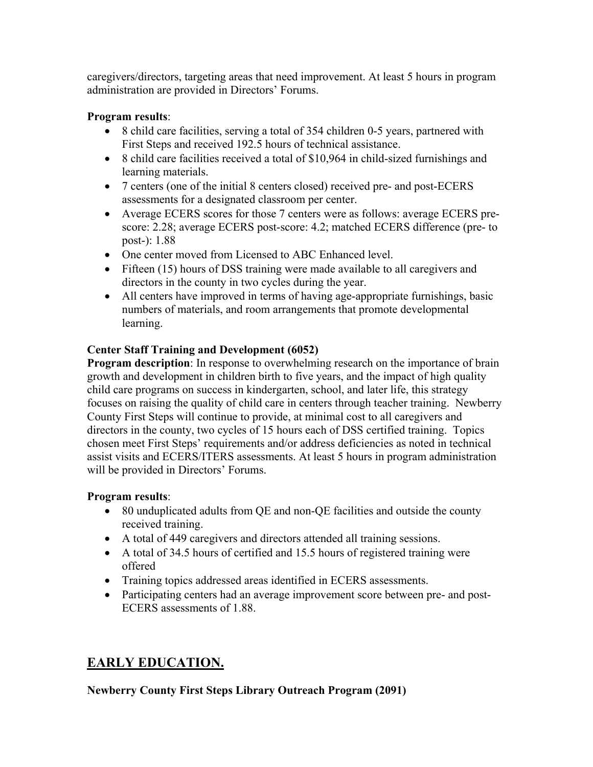caregivers/directors, targeting areas that need improvement. At least 5 hours in program administration are provided in Directors' Forums.

**Program results**:

- 8 child care facilities, serving a total of 354 children 0-5 years, partnered with First Steps and received 192.5 hours of technical assistance.
- 8 child care facilities received a total of $10,964 in child-sized furnishings and learning materials.
- 7 centers (one of the initial 8 centers closed) received pre- and post-ECERS assessments for a designated classroom per center.
- Average ECERS scores for those 7 centers were as follows: average ECERS pre-score: 2.28; average ECERS post-score: 4.2; matched ECERS difference (pre- to post-): 1.88
- One center moved from Licensed to ABC Enhanced level.
- Fifteen (15) hours of DSS training were made available to all caregivers and directors in the county in two cycles during the year.
- All centers have improved in terms of having age-appropriate furnishings, basic numbers of materials, and room arrangements that promote developmental learning.

**Center Staff Training and Development (6052)**

**Program description**: In response to overwhelming research on the importance of brain growth and development in children birth to five years, and the impact of high quality child care programs on success in kindergarten, school, and later life, this strategy focuses on raising the quality of child care in centers through teacher training. Newberry County First Steps will continue to provide, at minimal cost to all caregivers and directors in the county, two cycles of 15 hours each of DSS certified training. Topics chosen meet First Steps' requirements and/or address deficiencies as noted in technical assist visits and ECERS/ITERS assessments. At least 5 hours in program administration will be provided in Directors' Forums.

**Program results**:

- 80 unduplicated adults from QE and non-QE facilities and outside the county received training.
- A total of 449 caregivers and directors attended all training sessions.
- A total of 34.5 hours of certified and 15.5 hours of registered training were offered
- Training topics addressed areas identified in ECERS assessments.
- Participating centers had an average improvement score between pre- and post-ECERS assessments of 1.88.

## EARLY EDUCATION.

**Newberry County First Steps Library Outreach Program (2091)**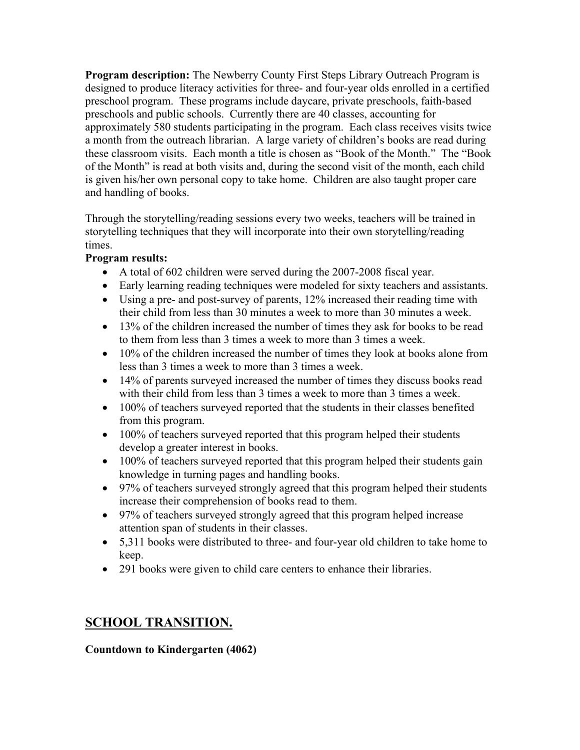**Program description:** The Newberry County First Steps Library Outreach Program is designed to produce literacy activities for three- and four-year olds enrolled in a certified preschool program. These programs include daycare, private preschools, faith-based preschools and public schools. Currently there are 40 classes, accounting for approximately 580 students participating in the program. Each class receives visits twice a month from the outreach librarian. A large variety of children's books are read during these classroom visits. Each month a title is chosen as "Book of the Month." The "Book of the Month" is read at both visits and, during the second visit of the month, each child is given his/her own personal copy to take home. Children are also taught proper care and handling of books.

Through the storytelling/reading sessions every two weeks, teachers will be trained in storytelling techniques that they will incorporate into their own storytelling/reading times.

**Program results:**

- A total of 602 children were served during the 2007-2008 fiscal year.
- Early learning reading techniques were modeled for sixty teachers and assistants.
- Using a pre- and post-survey of parents, 12% increased their reading time with their child from less than 30 minutes a week to more than 30 minutes a week.
- 13% of the children increased the number of times they ask for books to be read to them from less than 3 times a week to more than 3 times a week.
- 10% of the children increased the number of times they look at books alone from less than 3 times a week to more than 3 times a week.
- 14% of parents surveyed increased the number of times they discuss books read with their child from less than 3 times a week to more than 3 times a week.
- 100% of teachers surveyed reported that the students in their classes benefited from this program.
- 100% of teachers surveyed reported that this program helped their students develop a greater interest in books.
- 100% of teachers surveyed reported that this program helped their students gain knowledge in turning pages and handling books.
- 97% of teachers surveyed strongly agreed that this program helped their students increase their comprehension of books read to them.
- 97% of teachers surveyed strongly agreed that this program helped increase attention span of students in their classes.
- 5,311 books were distributed to three- and four-year old children to take home to keep.
- 291 books were given to child care centers to enhance their libraries.

## SCHOOL TRANSITION.

**Countdown to Kindergarten (4062)**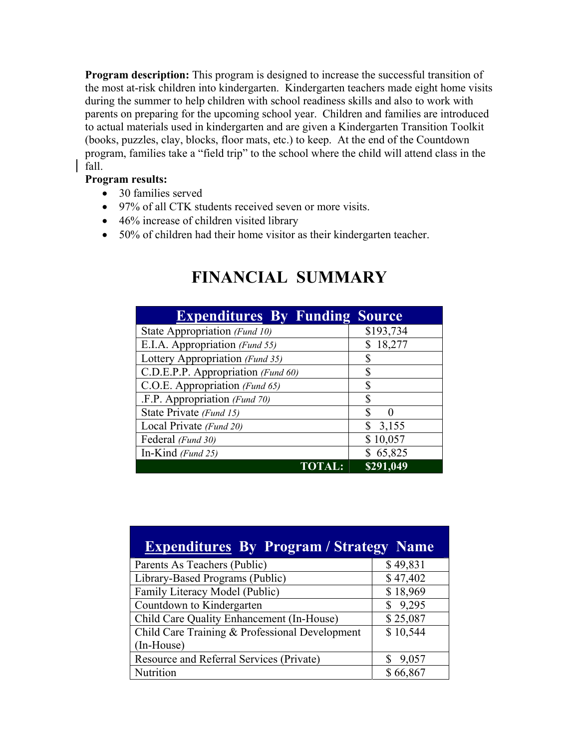**Program description:** This program is designed to increase the successful transition of the most at-risk children into kindergarten. Kindergarten teachers made eight home visits during the summer to help children with school readiness skills and also to work with parents on preparing for the upcoming school year. Children and families are introduced to actual materials used in kindergarten and are given a Kindergarten Transition Toolkit (books, puzzles, clay, blocks, floor mats, etc.) to keep. At the end of the Countdown program, families take a "field trip" to the school where the child will attend class in the fall.

**Program results:**

- 30 families served
- 97% of all CTK students received seven or more visits.
- 46% increase of children visited library
- 50% of children had their home visitor as their kindergarten teacher.

# FINANCIAL SUMMARY

| Expenditures By Funding Source | |
|---|---|
| State Appropriation *(Fund 10)* | $193,734 |
| E.I.A. Appropriation *(Fund 55)* | $ 18,277 |
| Lottery Appropriation *(Fund 35)* | $ |
| C.D.E.P.P. Appropriation *(Fund 60)* | $ |
| C.O.E. Appropriation *(Fund 65)* | $ |
| .F.P. Appropriation *(Fund 70)* | $ |
| State Private *(Fund 15)* | $ 0 |
| Local Private *(Fund 20)* | $ 3,155 |
| Federal *(Fund 30)* | $ 10,057 |
| In-Kind *(Fund 25)* | $ 65,825 |
| **TOTAL:** | **$291,049** |

| Expenditures By Program / Strategy Name | |
|---|---|
| Parents As Teachers (Public) | $ 49,831 |
| Library-Based Programs (Public) | $ 47,402 |
| Family Literacy Model (Public) | $ 18,969 |
| Countdown to Kindergarten | $ 9,295 |
| Child Care Quality Enhancement (In-House) | $ 25,087 |
| Child Care Training & Professional Development (In-House) | $ 10,544 |
| Resource and Referral Services (Private) | $ 9,057 |
| Nutrition | $ 66,867 |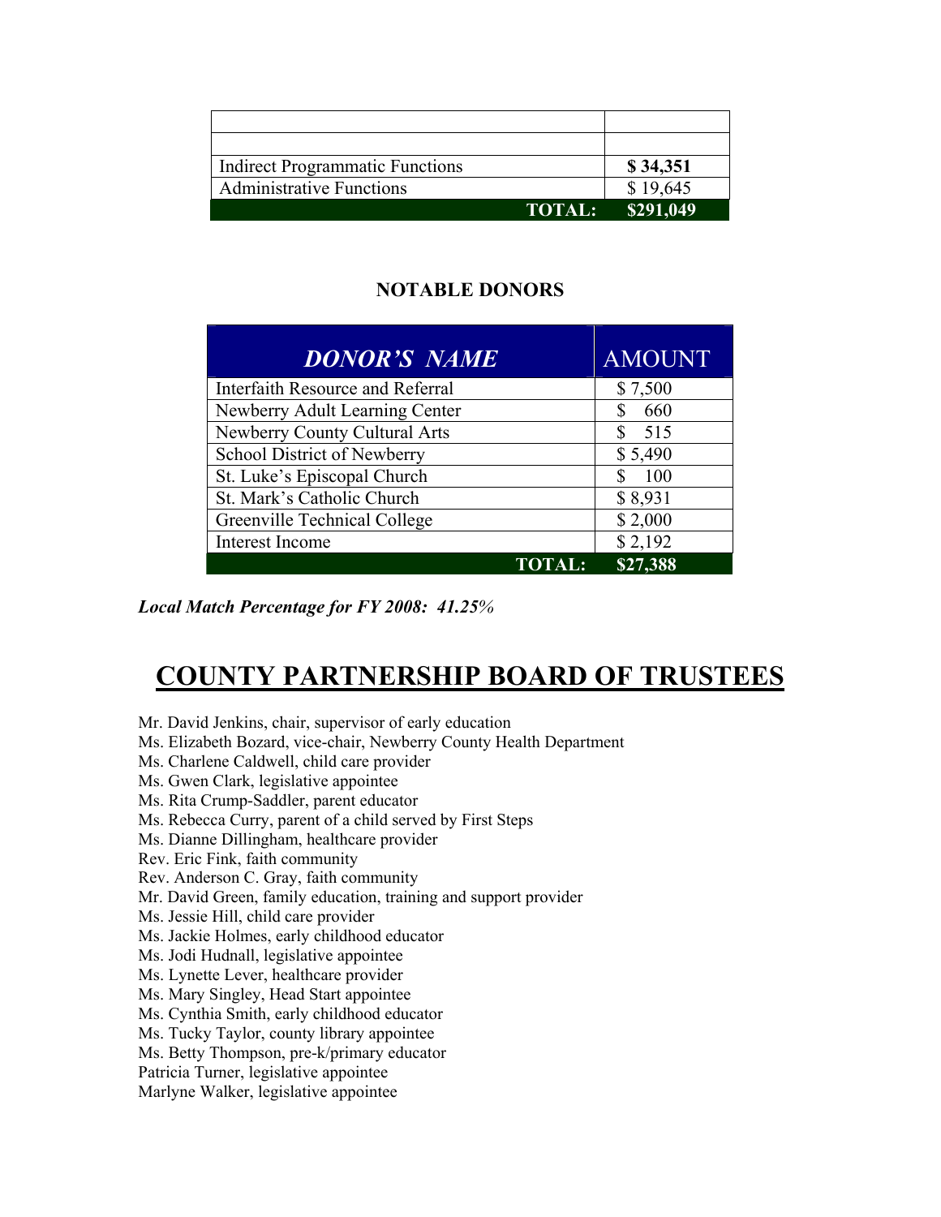| | |
|---|---|
| | |
| | |
| Indirect Programmatic Functions | **$ 34,351** |
| Administrative Functions | $ 19,645 |
| **TOTAL:** | **$291,049** |

**NOTABLE DONORS**

| ***DONOR'S NAME*** | AMOUNT |
|---|---|
| Interfaith Resource and Referral | $ 7,500 |
| Newberry Adult Learning Center | $ 660 |
| Newberry County Cultural Arts | $ 515 |
| School District of Newberry | $ 5,490 |
| St. Luke's Episcopal Church | $ 100 |
| St. Mark's Catholic Church | $ 8,931 |
| Greenville Technical College | $ 2,000 |
| Interest Income | $ 2,192 |
| **TOTAL:** | **$27,388** |

***Local Match Percentage for FY 2008: 41.25%***

# COUNTY PARTNERSHIP BOARD OF TRUSTEES

Mr. David Jenkins, chair, supervisor of early education
Ms. Elizabeth Bozard, vice-chair, Newberry County Health Department
Ms. Charlene Caldwell, child care provider
Ms. Gwen Clark, legislative appointee
Ms. Rita Crump-Saddler, parent educator
Ms. Rebecca Curry, parent of a child served by First Steps
Ms. Dianne Dillingham, healthcare provider
Rev. Eric Fink, faith community
Rev. Anderson C. Gray, faith community
Mr. David Green, family education, training and support provider
Ms. Jessie Hill, child care provider
Ms. Jackie Holmes, early childhood educator
Ms. Jodi Hudnall, legislative appointee
Ms. Lynette Lever, healthcare provider
Ms. Mary Singley, Head Start appointee
Ms. Cynthia Smith, early childhood educator
Ms. Tucky Taylor, county library appointee
Ms. Betty Thompson, pre-k/primary educator
Patricia Turner, legislative appointee
Marlyne Walker, legislative appointee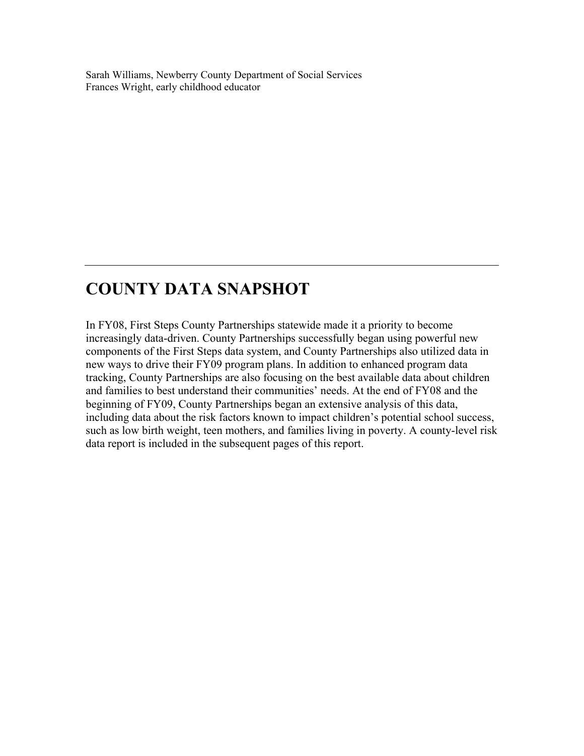Sarah Williams, Newberry County Department of Social Services
Frances Wright, early childhood educator

---

# COUNTY DATA SNAPSHOT

In FY08, First Steps County Partnerships statewide made it a priority to become increasingly data-driven. County Partnerships successfully began using powerful new components of the First Steps data system, and County Partnerships also utilized data in new ways to drive their FY09 program plans. In addition to enhanced program data tracking, County Partnerships are also focusing on the best available data about children and families to best understand their communities' needs. At the end of FY08 and the beginning of FY09, County Partnerships began an extensive analysis of this data, including data about the risk factors known to impact children's potential school success, such as low birth weight, teen mothers, and families living in poverty. A county-level risk data report is included in the subsequent pages of this report.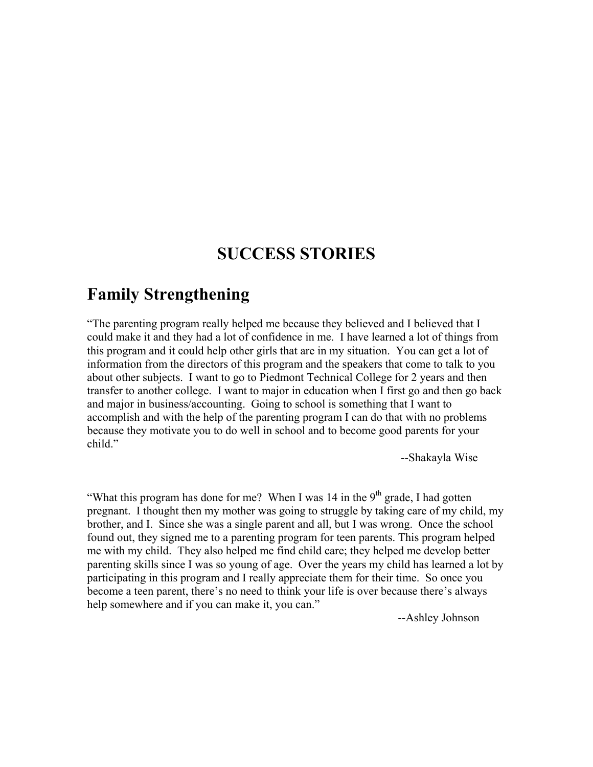# SUCCESS STORIES

## Family Strengthening

"The parenting program really helped me because they believed and I believed that I could make it and they had a lot of confidence in me. I have learned a lot of things from this program and it could help other girls that are in my situation. You can get a lot of information from the directors of this program and the speakers that come to talk to you about other subjects. I want to go to Piedmont Technical College for 2 years and then transfer to another college. I want to major in education when I first go and then go back and major in business/accounting. Going to school is something that I want to accomplish and with the help of the parenting program I can do that with no problems because they motivate you to do well in school and to become good parents for your child."

--Shakayla Wise

"What this program has done for me? When I was 14 in the 9th grade, I had gotten pregnant. I thought then my mother was going to struggle by taking care of my child, my brother, and I. Since she was a single parent and all, but I was wrong. Once the school found out, they signed me to a parenting program for teen parents. This program helped me with my child. They also helped me find child care; they helped me develop better parenting skills since I was so young of age. Over the years my child has learned a lot by participating in this program and I really appreciate them for their time. So once you become a teen parent, there's no need to think your life is over because there's always help somewhere and if you can make it, you can."

--Ashley Johnson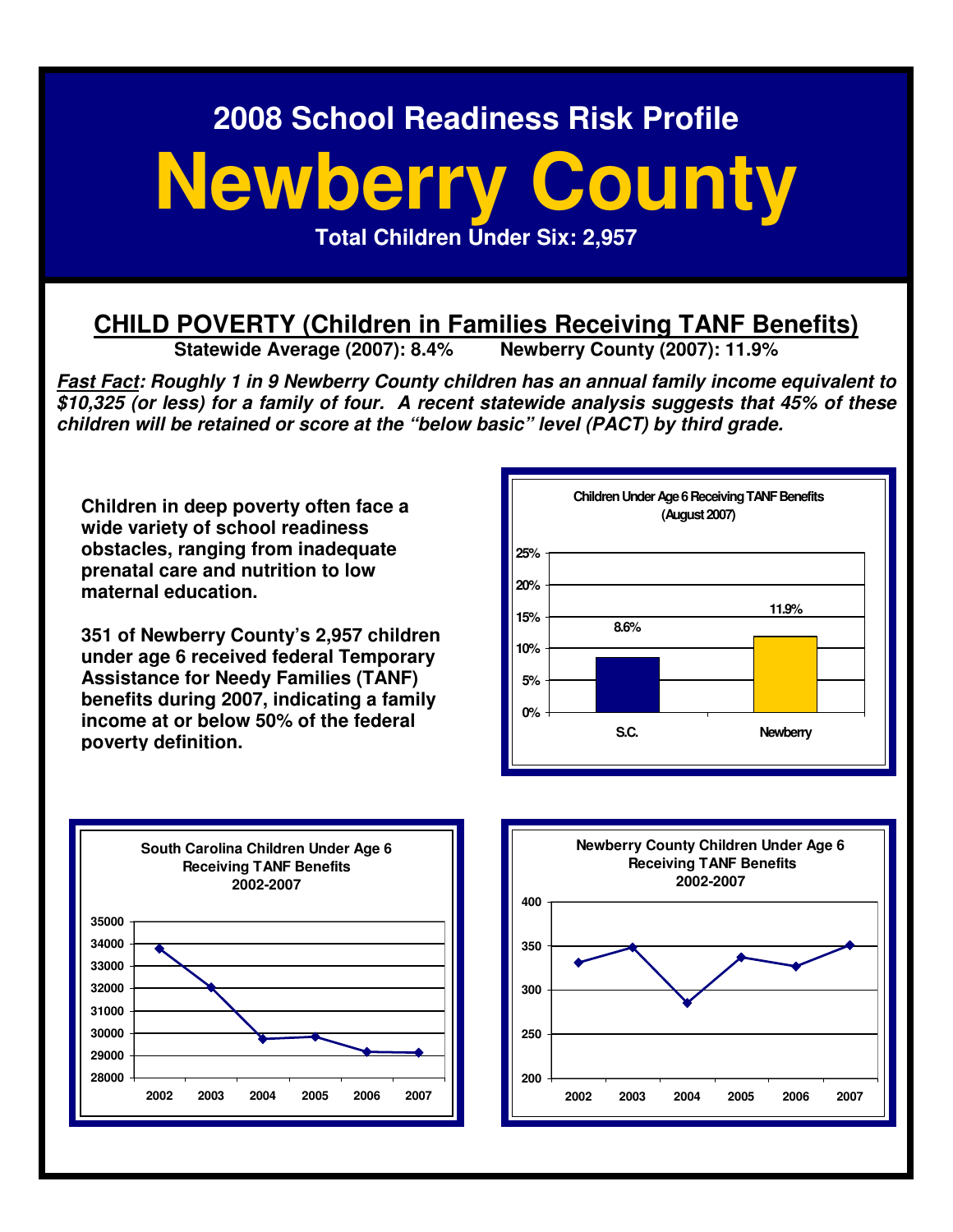2008 School Readiness Risk Profile

# Newberry County

**Total Children Under Six: 2,957**

## CHILD POVERTY (Children in Families Receiving TANF Benefits)

**Statewide Average (2007): 8.4%  Newberry County (2007): 11.9%**

***Fast Fact*: Roughly 1 in 9 Newberry County children has an annual family income equivalent to $10,325 (or less) for a family of four. A recent statewide analysis suggests that 45% of these children will be retained or score at the "below basic" level (PACT) by third grade.**

**Children in deep poverty often face a wide variety of school readiness obstacles, ranging from inadequate prenatal care and nutrition to low maternal education.**

**351 of Newberry County's 2,957 children under age 6 received federal Temporary Assistance for Needy Families (TANF) benefits during 2007, indicating a family income at or below 50% of the federal poverty definition.**

**Children Under Age 6 Receiving TANF Benefits (August 2007)**

| | S.C. | Newberry |
|---|---|---|
| Percent | 8.6% | 11.9% |

**South Carolina Children Under Age 6 Receiving TANF Benefits 2002-2007**

| Year | 2002 | 2003 | 2004 | 2005 | 2006 | 2007 |
|---|---|---|---|---|---|---|
| Children (approx.) | 33800 | 32050 | 29750 | 29850 | 29150 | 29100 |

**Newberry County Children Under Age 6 Receiving TANF Benefits 2002-2007**

| Year | 2002 | 2003 | 2004 | 2005 | 2006 | 2007 |
|---|---|---|---|---|---|---|
| Children (approx.) | 331 | 349 | 285 | 337 | 327 | 351 |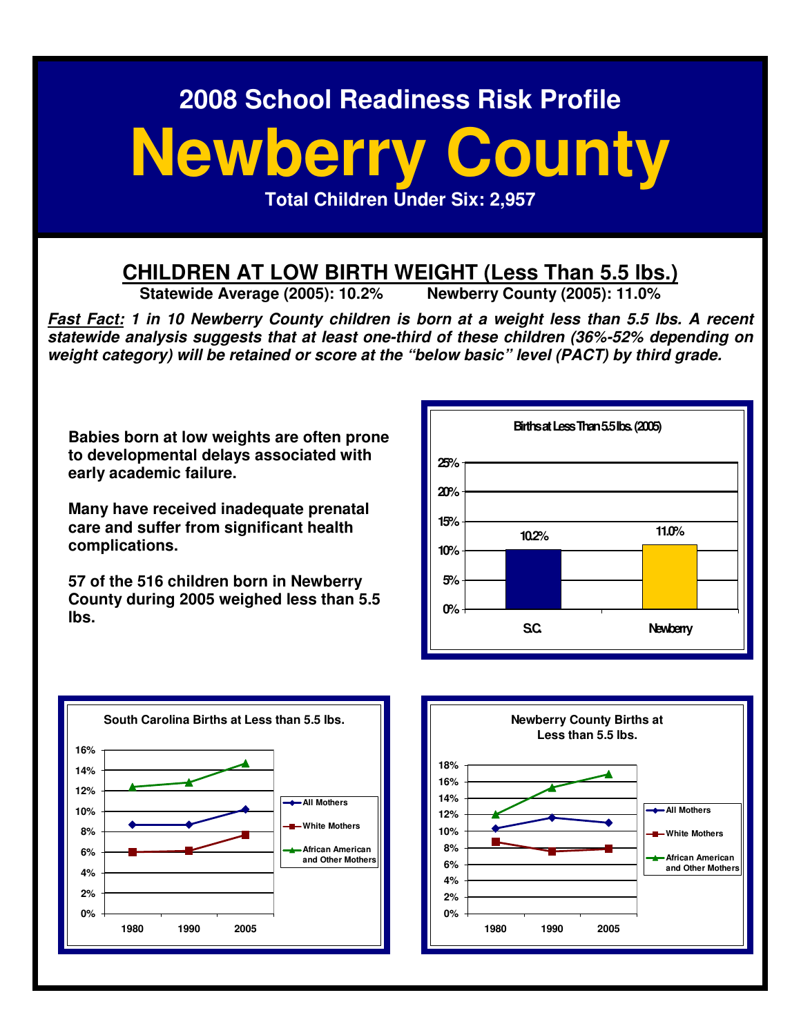# 2008 School Readiness Risk Profile

# Newberry County

**Total Children Under Six: 2,957**

## CHILDREN AT LOW BIRTH WEIGHT (Less Than 5.5 lbs.)

**Statewide Average (2005): 10.2%** **Newberry County (2005): 11.0%**

***Fast Fact:* 1 in 10 Newberry County children is born at a weight less than 5.5 lbs. A recent statewide analysis suggests that at least one-third of these children (36%-52% depending on weight category) will be retained or score at the "below basic" level (PACT) by third grade.**

**Babies born at low weights are often prone to developmental delays associated with early academic failure.**

**Many have received inadequate prenatal care and suffer from significant health complications.**

**57 of the 516 children born in Newberry County during 2005 weighed less than 5.5 lbs.**

**Births at Less Than 5.5 lbs. (2005)**

| | S.C. | Newberry |
|---|---|---|
| Births at Less Than 5.5 lbs. | 10.2% | 11.0% |

**South Carolina Births at Less than 5.5 lbs.**

(Line chart: All Mothers, White Mothers, African American and Other Mothers; 1980, 1990, 2005; y-axis 0%–16%)

**Newberry County Births at Less than 5.5 lbs.**

(Line chart: All Mothers, White Mothers, African American and Other Mothers; 1980, 1990, 2005; y-axis 0%–18%)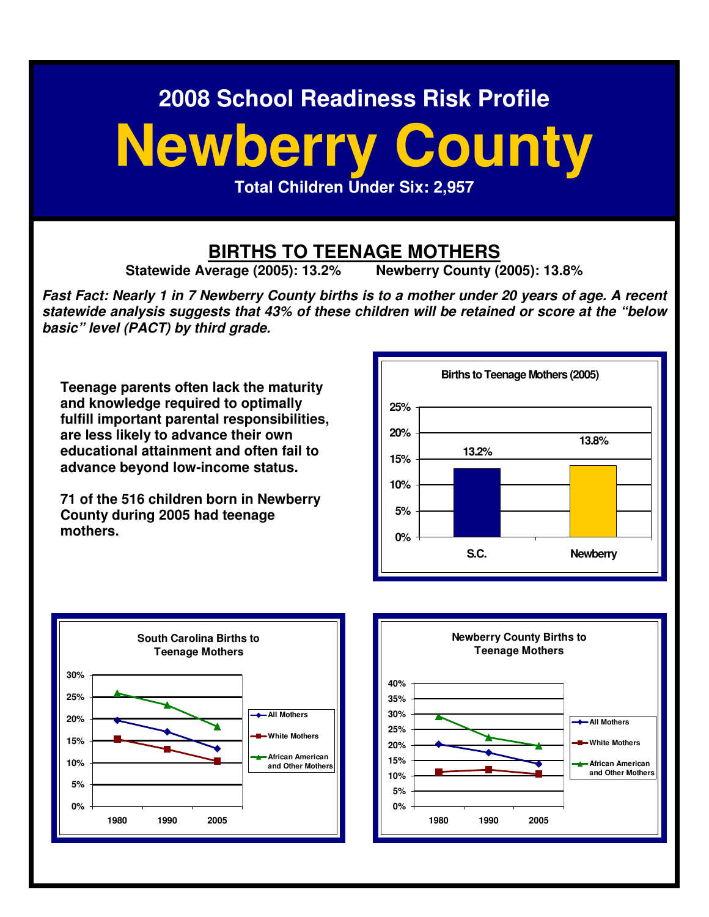# 2008 School Readiness Risk Profile

# Newberry County

**Total Children Under Six: 2,957**

## BIRTHS TO TEENAGE MOTHERS

**Statewide Average (2005): 13.2%** **Newberry County (2005): 13.8%**

***Fast Fact: Nearly 1 in 7 Newberry County births is to a mother under 20 years of age. A recent statewide analysis suggests that 43% of these children will be retained or score at the "below basic" level (PACT) by third grade.***

**Teenage parents often lack the maturity and knowledge required to optimally fulfill important parental responsibilities, are less likely to advance their own educational attainment and often fail to advance beyond low-income status.**

**71 of the 516 children born in Newberry County during 2005 had teenage mothers.**

**Births to Teenage Mothers (2005)**

| | Percent |
|---|---|
| S.C. | 13.2% |
| Newberry | 13.8% |

**South Carolina Births to Teenage Mothers**

(Line chart, 1980, 1990, 2005; series: All Mothers, White Mothers, African American and Other Mothers)

**Newberry County Births to Teenage Mothers**

(Line chart, 1980, 1990, 2005; series: All Mothers, White Mothers, African American and Other Mothers)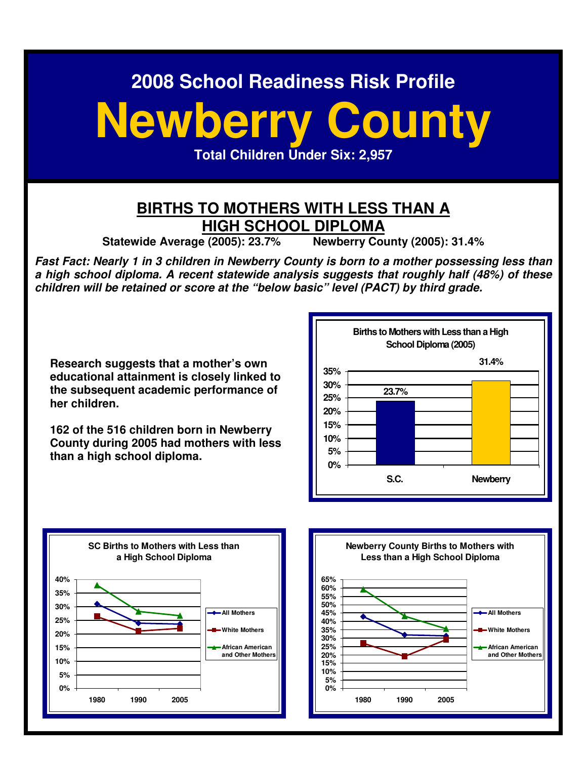## 2008 School Readiness Risk Profile

# Newberry County

**Total Children Under Six: 2,957**

## BIRTHS TO MOTHERS WITH LESS THAN A HIGH SCHOOL DIPLOMA

**Statewide Average (2005): 23.7%** **Newberry County (2005): 31.4%**

***Fast Fact: Nearly 1 in 3 children in Newberry County is born to a mother possessing less than a high school diploma. A recent statewide analysis suggests that roughly half (48%) of these children will be retained or score at the "below basic" level (PACT) by third grade.***

**Research suggests that a mother's own educational attainment is closely linked to the subsequent academic performance of her children.**

**162 of the 516 children born in Newberry County during 2005 had mothers with less than a high school diploma.**

Births to Mothers with Less than a High School Diploma (2005)

35%
30%
25%
20%
15%
10%
5%
0%

23.7%
31.4%

S.C.
Newberry

SC Births to Mothers with Less than a High School Diploma

40%
35%
30%
25%
20%
15%
10%
5%
0%

1980
1990
2005

All Mothers
White Mothers
African American and Other Mothers

Newberry County Births to Mothers with Less than a High School Diploma

65%
60%
55%
50%
45%
40%
35%
30%
25%
20%
15%
10%
5%
0%

1980
1990
2005

All Mothers
White Mothers
African American and Other Mothers